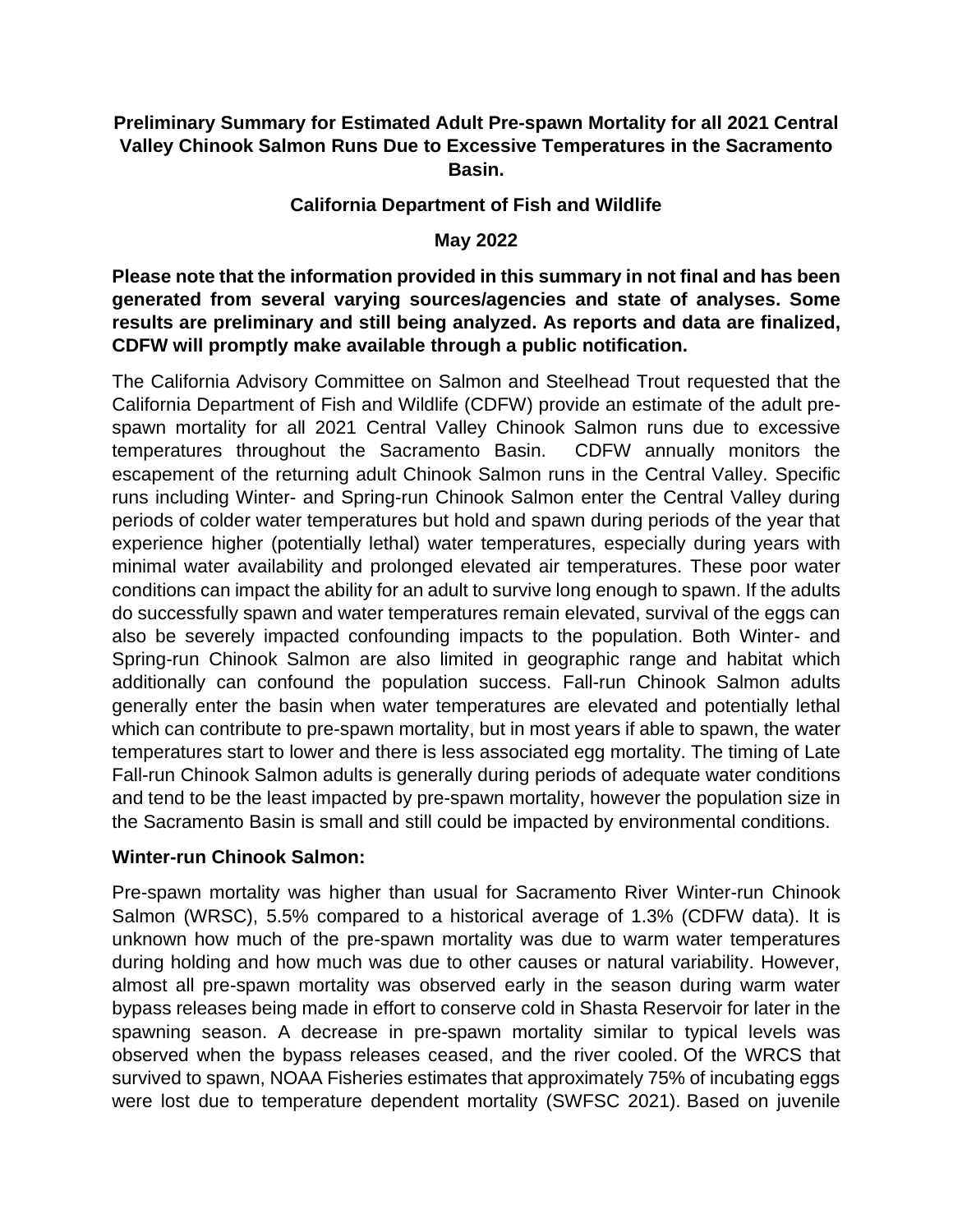**Preliminary Summary for Estimated Adult Pre-spawn Mortality for all 2021 Central Valley Chinook Salmon Runs Due to Excessive Temperatures in the Sacramento Basin.**

**California Department of Fish and Wildlife**

**May 2022**

**Please note that the information provided in this summary in not final and has been generated from several varying sources/agencies and state of analyses. Some results are preliminary and still being analyzed. As reports and data are finalized, CDFW will promptly make available through a public notification.**

The California Advisory Committee on Salmon and Steelhead Trout requested that the California Department of Fish and Wildlife (CDFW) provide an estimate of the adult pre-spawn mortality for all 2021 Central Valley Chinook Salmon runs due to excessive temperatures throughout the Sacramento Basin. CDFW annually monitors the escapement of the returning adult Chinook Salmon runs in the Central Valley. Specific runs including Winter- and Spring-run Chinook Salmon enter the Central Valley during periods of colder water temperatures but hold and spawn during periods of the year that experience higher (potentially lethal) water temperatures, especially during years with minimal water availability and prolonged elevated air temperatures. These poor water conditions can impact the ability for an adult to survive long enough to spawn. If the adults do successfully spawn and water temperatures remain elevated, survival of the eggs can also be severely impacted confounding impacts to the population. Both Winter- and Spring-run Chinook Salmon are also limited in geographic range and habitat which additionally can confound the population success. Fall-run Chinook Salmon adults generally enter the basin when water temperatures are elevated and potentially lethal which can contribute to pre-spawn mortality, but in most years if able to spawn, the water temperatures start to lower and there is less associated egg mortality. The timing of Late Fall-run Chinook Salmon adults is generally during periods of adequate water conditions and tend to be the least impacted by pre-spawn mortality, however the population size in the Sacramento Basin is small and still could be impacted by environmental conditions.

**Winter-run Chinook Salmon:**

Pre-spawn mortality was higher than usual for Sacramento River Winter-run Chinook Salmon (WRSC), 5.5% compared to a historical average of 1.3% (CDFW data). It is unknown how much of the pre-spawn mortality was due to warm water temperatures during holding and how much was due to other causes or natural variability. However, almost all pre-spawn mortality was observed early in the season during warm water bypass releases being made in effort to conserve cold in Shasta Reservoir for later in the spawning season. A decrease in pre-spawn mortality similar to typical levels was observed when the bypass releases ceased, and the river cooled. Of the WRCS that survived to spawn, NOAA Fisheries estimates that approximately 75% of incubating eggs were lost due to temperature dependent mortality (SWFSC 2021). Based on juvenile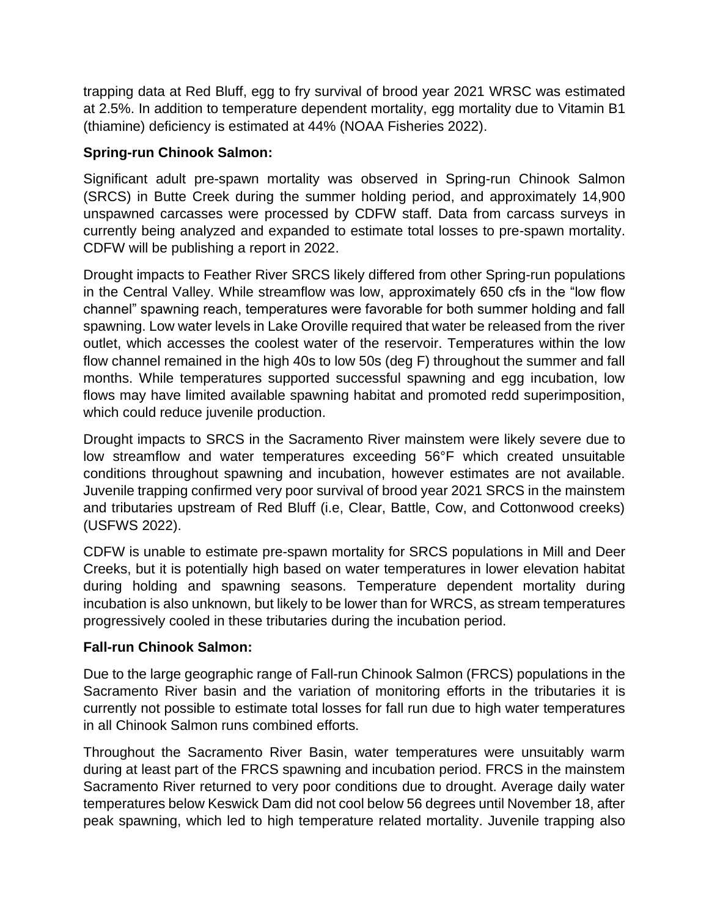trapping data at Red Bluff, egg to fry survival of brood year 2021 WRSC was estimated at 2.5%. In addition to temperature dependent mortality, egg mortality due to Vitamin B1 (thiamine) deficiency is estimated at 44% (NOAA Fisheries 2022).

**Spring-run Chinook Salmon:**

Significant adult pre-spawn mortality was observed in Spring-run Chinook Salmon (SRCS) in Butte Creek during the summer holding period, and approximately 14,900 unspawned carcasses were processed by CDFW staff. Data from carcass surveys in currently being analyzed and expanded to estimate total losses to pre-spawn mortality. CDFW will be publishing a report in 2022.

Drought impacts to Feather River SRCS likely differed from other Spring-run populations in the Central Valley. While streamflow was low, approximately 650 cfs in the "low flow channel" spawning reach, temperatures were favorable for both summer holding and fall spawning. Low water levels in Lake Oroville required that water be released from the river outlet, which accesses the coolest water of the reservoir. Temperatures within the low flow channel remained in the high 40s to low 50s (deg F) throughout the summer and fall months. While temperatures supported successful spawning and egg incubation, low flows may have limited available spawning habitat and promoted redd superimposition, which could reduce juvenile production.

Drought impacts to SRCS in the Sacramento River mainstem were likely severe due to low streamflow and water temperatures exceeding 56°F which created unsuitable conditions throughout spawning and incubation, however estimates are not available. Juvenile trapping confirmed very poor survival of brood year 2021 SRCS in the mainstem and tributaries upstream of Red Bluff (i.e, Clear, Battle, Cow, and Cottonwood creeks) (USFWS 2022).

CDFW is unable to estimate pre-spawn mortality for SRCS populations in Mill and Deer Creeks, but it is potentially high based on water temperatures in lower elevation habitat during holding and spawning seasons. Temperature dependent mortality during incubation is also unknown, but likely to be lower than for WRCS, as stream temperatures progressively cooled in these tributaries during the incubation period.

**Fall-run Chinook Salmon:**

Due to the large geographic range of Fall-run Chinook Salmon (FRCS) populations in the Sacramento River basin and the variation of monitoring efforts in the tributaries it is currently not possible to estimate total losses for fall run due to high water temperatures in all Chinook Salmon runs combined efforts.

Throughout the Sacramento River Basin, water temperatures were unsuitably warm during at least part of the FRCS spawning and incubation period. FRCS in the mainstem Sacramento River returned to very poor conditions due to drought. Average daily water temperatures below Keswick Dam did not cool below 56 degrees until November 18, after peak spawning, which led to high temperature related mortality. Juvenile trapping also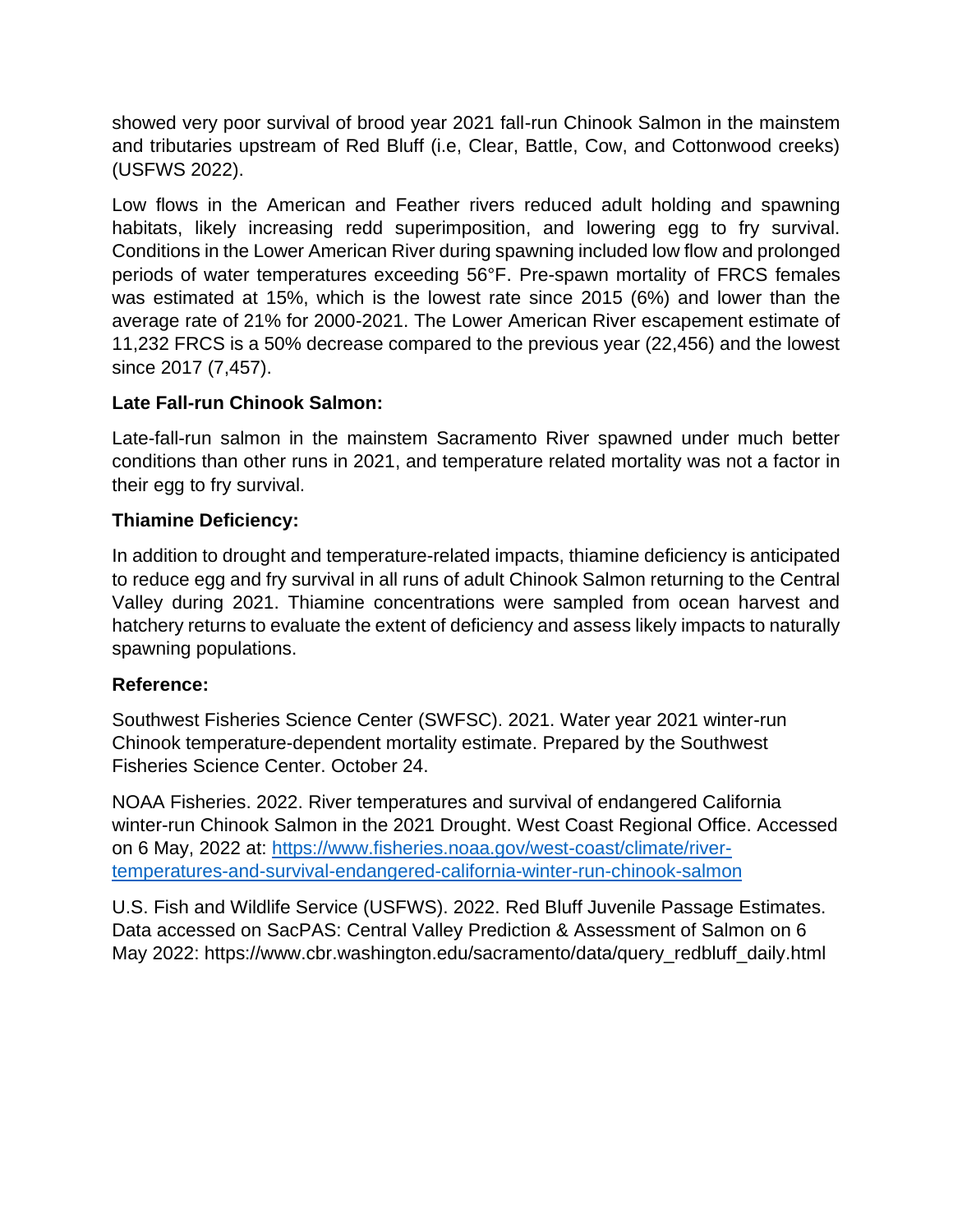showed very poor survival of brood year 2021 fall-run Chinook Salmon in the mainstem and tributaries upstream of Red Bluff (i.e, Clear, Battle, Cow, and Cottonwood creeks) (USFWS 2022).

Low flows in the American and Feather rivers reduced adult holding and spawning habitats, likely increasing redd superimposition, and lowering egg to fry survival. Conditions in the Lower American River during spawning included low flow and prolonged periods of water temperatures exceeding 56°F. Pre-spawn mortality of FRCS females was estimated at 15%, which is the lowest rate since 2015 (6%) and lower than the average rate of 21% for 2000-2021. The Lower American River escapement estimate of 11,232 FRCS is a 50% decrease compared to the previous year (22,456) and the lowest since 2017 (7,457).

**Late Fall-run Chinook Salmon:**

Late-fall-run salmon in the mainstem Sacramento River spawned under much better conditions than other runs in 2021, and temperature related mortality was not a factor in their egg to fry survival.

**Thiamine Deficiency:**

In addition to drought and temperature-related impacts, thiamine deficiency is anticipated to reduce egg and fry survival in all runs of adult Chinook Salmon returning to the Central Valley during 2021. Thiamine concentrations were sampled from ocean harvest and hatchery returns to evaluate the extent of deficiency and assess likely impacts to naturally spawning populations.

**Reference:**

Southwest Fisheries Science Center (SWFSC). 2021. Water year 2021 winter-run Chinook temperature-dependent mortality estimate. Prepared by the Southwest Fisheries Science Center. October 24.

NOAA Fisheries. 2022. River temperatures and survival of endangered California winter-run Chinook Salmon in the 2021 Drought. West Coast Regional Office. Accessed on 6 May, 2022 at: [https://www.fisheries.noaa.gov/west-coast/climate/river-temperatures-and-survival-endangered-california-winter-run-chinook-salmon](https://www.fisheries.noaa.gov/west-coast/climate/river-temperatures-and-survival-endangered-california-winter-run-chinook-salmon)

U.S. Fish and Wildlife Service (USFWS). 2022. Red Bluff Juvenile Passage Estimates. Data accessed on SacPAS: Central Valley Prediction & Assessment of Salmon on 6 May 2022: https://www.cbr.washington.edu/sacramento/data/query_redbluff_daily.html